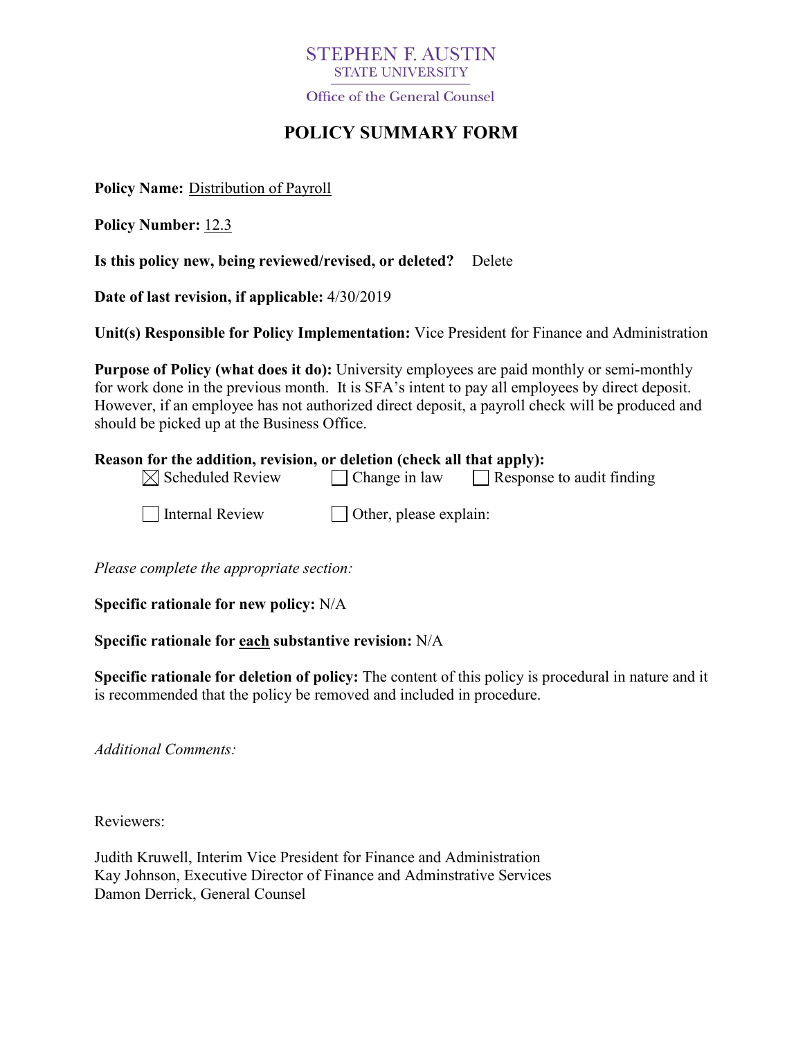STEPHEN F. AUSTIN
STATE UNIVERSITY
Office of the General Counsel

# POLICY SUMMARY FORM

**Policy Name:** Distribution of Payroll

**Policy Number:** 12.3

**Is this policy new, being reviewed/revised, or deleted?** Delete

**Date of last revision, if applicable:** 4/30/2019

**Unit(s) Responsible for Policy Implementation:** Vice President for Finance and Administration

**Purpose of Policy (what does it do):** University employees are paid monthly or semi-monthly for work done in the previous month. It is SFA's intent to pay all employees by direct deposit. However, if an employee has not authorized direct deposit, a payroll check will be produced and should be picked up at the Business Office.

**Reason for the addition, revision, or deletion (check all that apply):**

- ☒ Scheduled Review
- ☐ Change in law
- ☐ Response to audit finding
- ☐ Internal Review
- ☐ Other, please explain:

*Please complete the appropriate section:*

**Specific rationale for new policy:** N/A

**Specific rationale for each substantive revision:** N/A

**Specific rationale for deletion of policy:** The content of this policy is procedural in nature and it is recommended that the policy be removed and included in procedure.

*Additional Comments:*

Reviewers:

Judith Kruwell, Interim Vice President for Finance and Administration
Kay Johnson, Executive Director of Finance and Adminstrative Services
Damon Derrick, General Counsel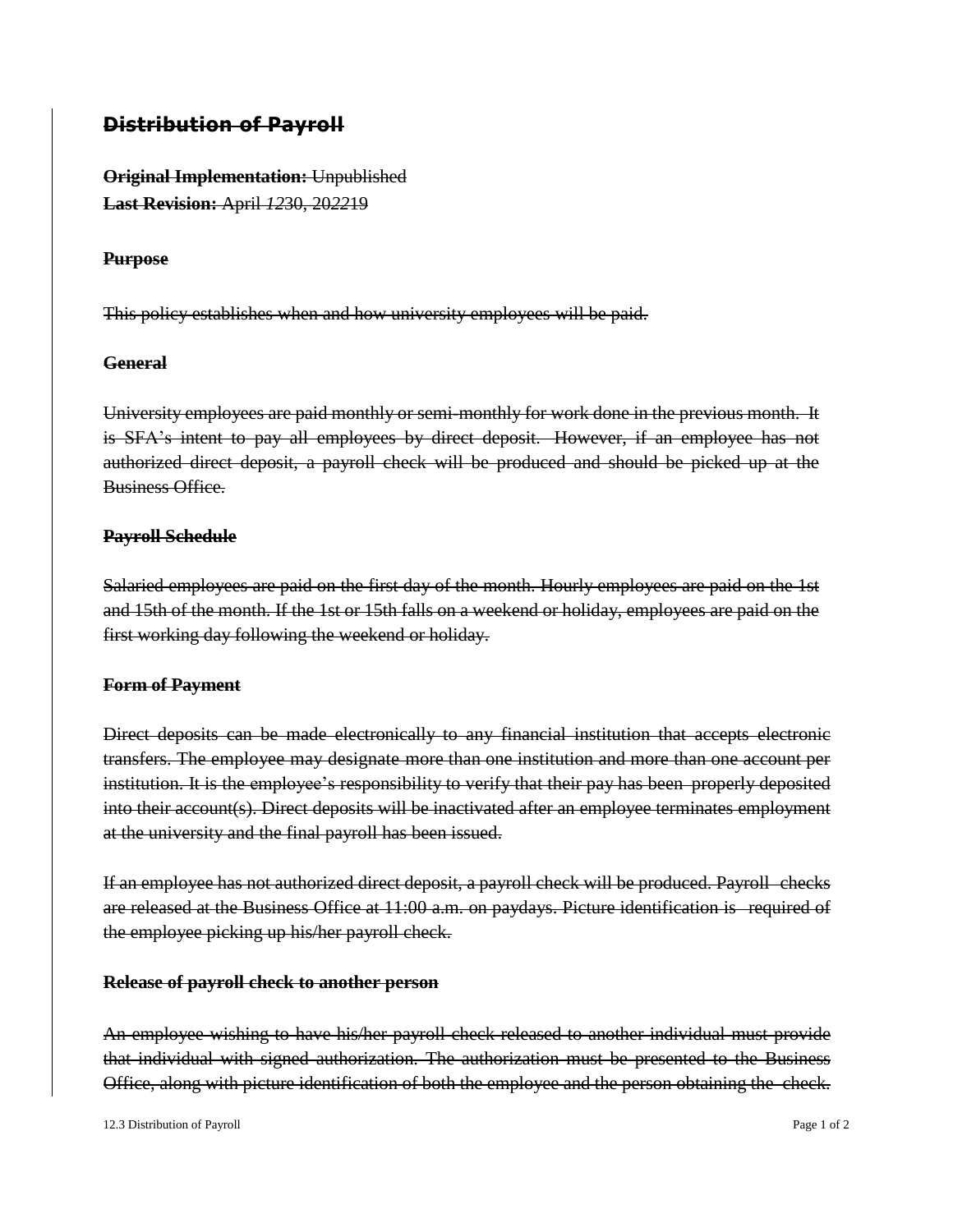## ~~Distribution of Payroll~~

~~**Original Implementation:** Unpublished~~
~~**Last Revision:** April *12*30, 20*22*19~~

### ~~Purpose~~

~~This policy establishes when and how university employees will be paid.~~

### ~~General~~

~~University employees are paid monthly or semi-monthly for work done in the previous month. It is SFA's intent to pay all employees by direct deposit. However, if an employee has not authorized direct deposit, a payroll check will be produced and should be picked up at the Business Office.~~

### ~~Payroll Schedule~~

~~Salaried employees are paid on the first day of the month. Hourly employees are paid on the 1st and 15th of the month. If the 1st or 15th falls on a weekend or holiday, employees are paid on the first working day following the weekend or holiday.~~

### ~~Form of Payment~~

~~Direct deposits can be made electronically to any financial institution that accepts electronic transfers. The employee may designate more than one institution and more than one account per institution. It is the employee's responsibility to verify that their pay has been properly deposited into their account(s). Direct deposits will be inactivated after an employee terminates employment at the university and the final payroll has been issued.~~

~~If an employee has not authorized direct deposit, a payroll check will be produced. Payroll checks are released at the Business Office at 11:00 a.m. on paydays. Picture identification is required of the employee picking up his/her payroll check.~~

### ~~Release of payroll check to another person~~

~~An employee wishing to have his/her payroll check released to another individual must provide that individual with signed authorization. The authorization must be presented to the Business Office, along with picture identification of both the employee and the person obtaining the check.~~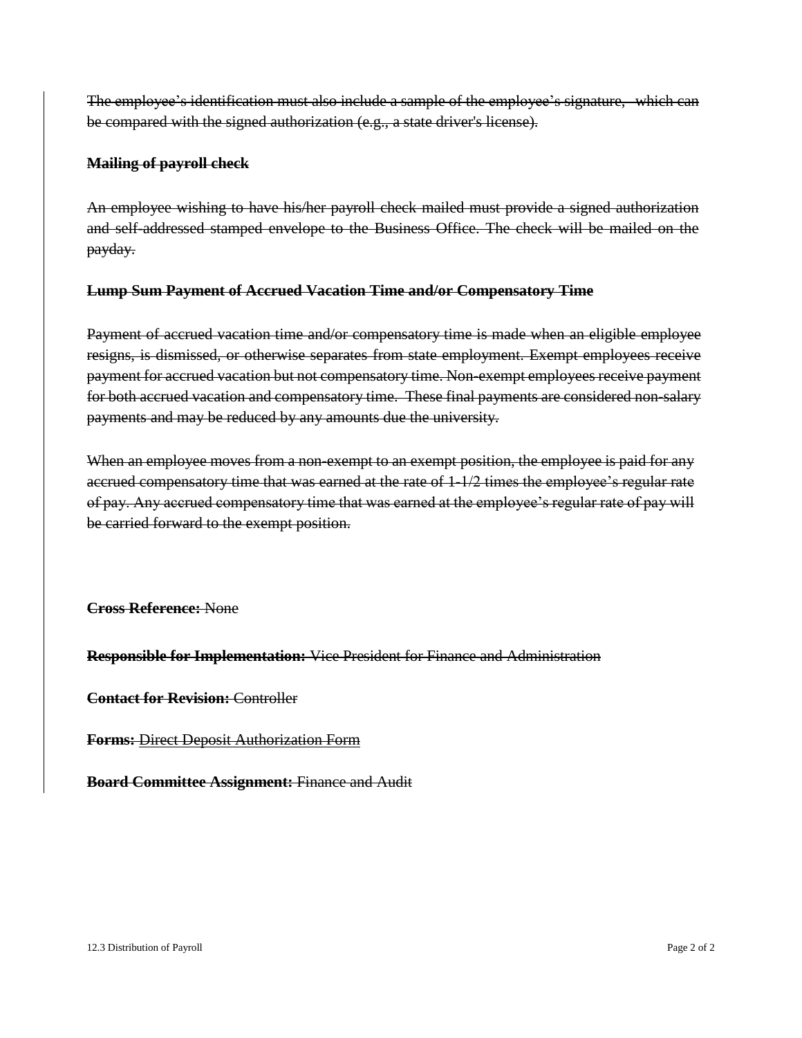~~The employee's identification must also include a sample of the employee's signature, which can be compared with the signed authorization (e.g., a state driver's license).~~

**~~Mailing of payroll check~~**

~~An employee wishing to have his/her payroll check mailed must provide a signed authorization and self-addressed stamped envelope to the Business Office. The check will be mailed on the payday.~~

**~~Lump Sum Payment of Accrued Vacation Time and/or Compensatory Time~~**

~~Payment of accrued vacation time and/or compensatory time is made when an eligible employee resigns, is dismissed, or otherwise separates from state employment. Exempt employees receive payment for accrued vacation but not compensatory time. Non-exempt employees receive payment for both accrued vacation and compensatory time. These final payments are considered non-salary payments and may be reduced by any amounts due the university.~~

~~When an employee moves from a non-exempt to an exempt position, the employee is paid for any accrued compensatory time that was earned at the rate of 1-1/2 times the employee's regular rate of pay. Any accrued compensatory time that was earned at the employee's regular rate of pay will be carried forward to the exempt position.~~

~~**Cross Reference:** None~~

~~**Responsible for Implementation:** Vice President for Finance and Administration~~

~~**Contact for Revision:** Controller~~

~~**Forms:** Direct Deposit Authorization Form~~

~~**Board Committee Assignment:** Finance and Audit~~